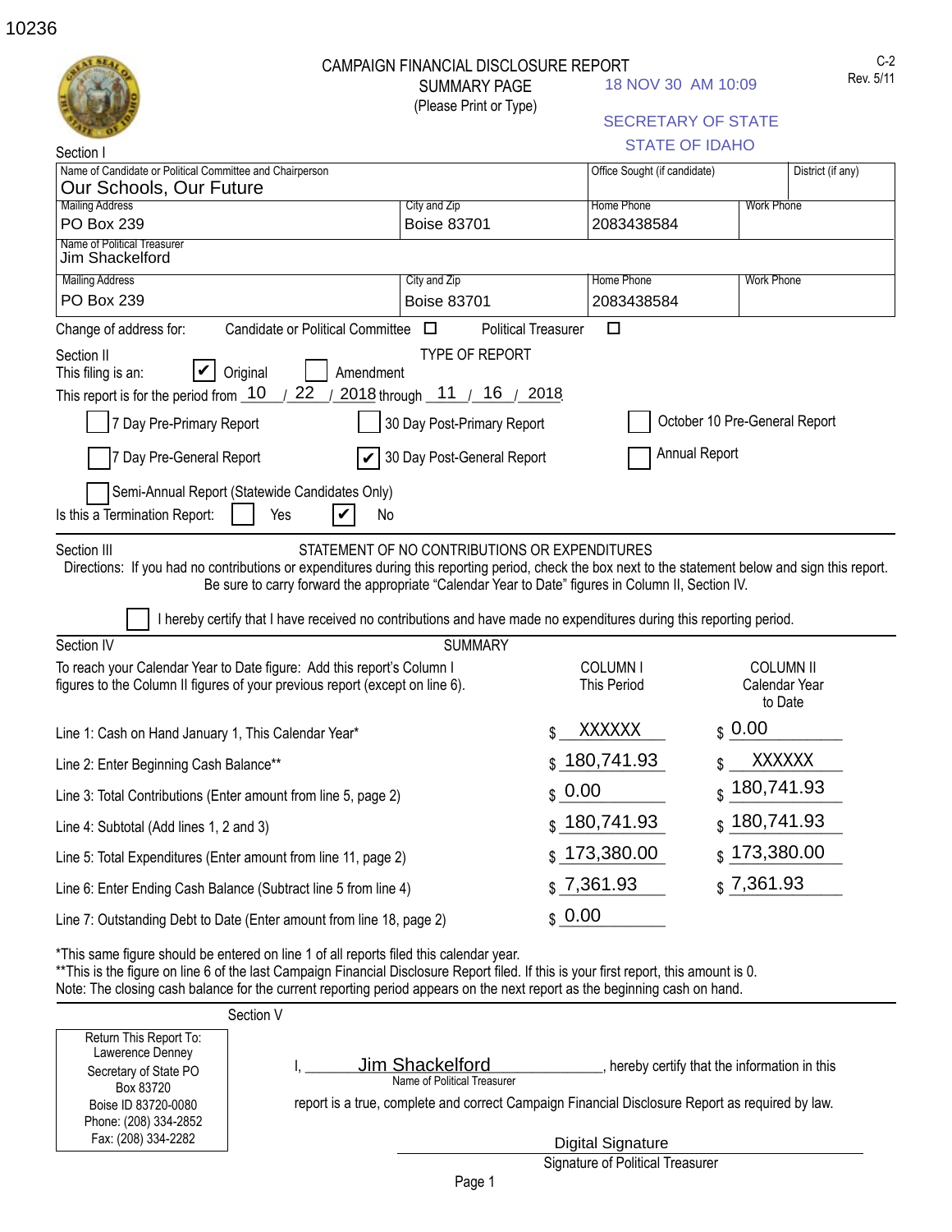10236

# CAMPAIGN FINANCIAL DISCLOSURE REPORT

SUMMARY PAGE
(Please Print or Type)

18 NOV 30 AM 10:09

SECRETARY OF STATE
STATE OF IDAHO

C-2
Rev. 5/11

## Section I

| Name of Candidate or Political Committee and Chairperson | | Office Sought (if candidate) | District (if any) |
|---|---|---|---|
| Our Schools, Our Future | | | |
| **Mailing Address** | **City and Zip** | **Home Phone** | **Work Phone** |
| PO Box 239 | Boise 83701 | 2083438584 | |
| **Name of Political Treasurer** | | | |
| Jim Shackelford | | | |
| **Mailing Address** | **City and Zip** | **Home Phone** | **Work Phone** |
| PO Box 239 | Boise 83701 | 2083438584 | |

Change of address for: Candidate or Political Committee ☐ Political Treasurer ☐

## Section II — TYPE OF REPORT

This filing is an: ☑ Original ☐ Amendment

This report is for the period from 10 / 22 / 2018 through 11 / 16 / 2018

- ☐ 7 Day Pre-Primary Report
- ☐ 30 Day Post-Primary Report
- ☐ October 10 Pre-General Report
- ☐ 7 Day Pre-General Report
- ☑ 30 Day Post-General Report
- ☐ Annual Report
- ☐ Semi-Annual Report (Statewide Candidates Only)

Is this a Termination Report: ☐ Yes ☑ No

## Section III — STATEMENT OF NO CONTRIBUTIONS OR EXPENDITURES

Directions: If you had no contributions or expenditures during this reporting period, check the box next to the statement below and sign this report. Be sure to carry forward the appropriate "Calendar Year to Date" figures in Column II, Section IV.

☐ I hereby certify that I have received no contributions and have made no expenditures during this reporting period.

## Section IV — SUMMARY

To reach your Calendar Year to Date figure: Add this report's Column I figures to the Column II figures of your previous report (except on line 6).

| | COLUMN I This Period | COLUMN II Calendar Year to Date |
|---|---|---|
| Line 1: Cash on Hand January 1, This Calendar Year* | $ XXXXXX | $ 0.00 |
| Line 2: Enter Beginning Cash Balance** | $ 180,741.93 | $ XXXXXX |
| Line 3: Total Contributions (Enter amount from line 5, page 2) | $ 0.00 | $ 180,741.93 |
| Line 4: Subtotal (Add lines 1, 2 and 3) | $ 180,741.93 | $ 180,741.93 |
| Line 5: Total Expenditures (Enter amount from line 11, page 2) | $ 173,380.00 | $ 173,380.00 |
| Line 6: Enter Ending Cash Balance (Subtract line 5 from line 4) | $ 7,361.93 | $ 7,361.93 |
| Line 7: Outstanding Debt to Date (Enter amount from line 18, page 2) | $ 0.00 | |

*This same figure should be entered on line 1 of all reports filed this calendar year.
**This is the figure on line 6 of the last Campaign Financial Disclosure Report filed. If this is your first report, this amount is 0.
Note: The closing cash balance for the current reporting period appears on the next report as the beginning cash on hand.

## Section V

Return This Report To:
Lawerence Denney
Secretary of State PO Box 83720
Boise ID 83720-0080
Phone: (208) 334-2852
Fax: (208) 334-2282

I, Jim Shackelford (Name of Political Treasurer), hereby certify that the information in this report is a true, complete and correct Campaign Financial Disclosure Report as required by law.

Digital Signature
Signature of Political Treasurer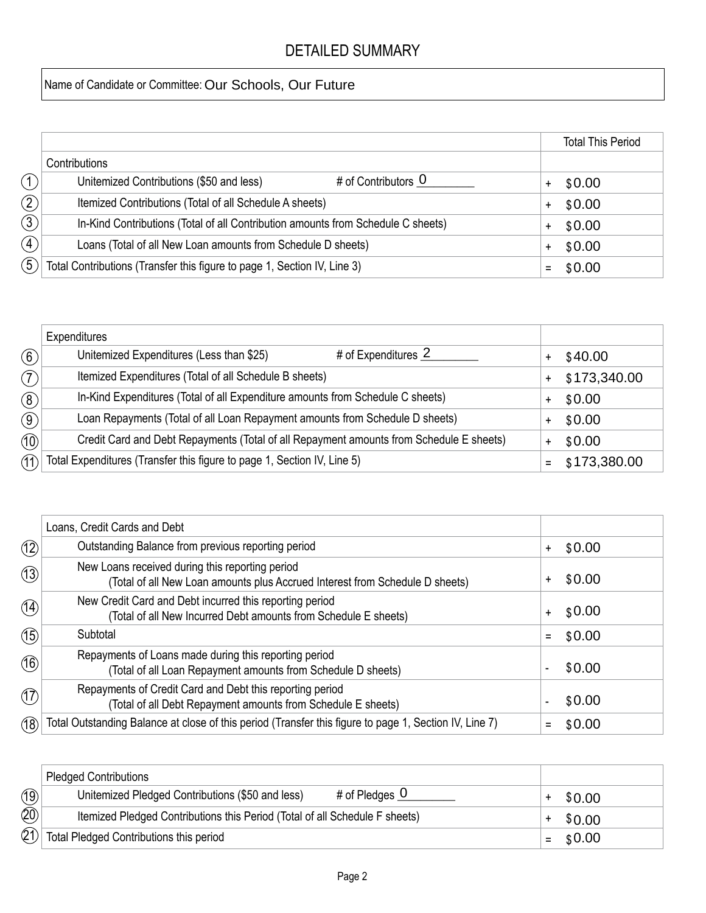# DETAILED SUMMARY

Name of Candidate or Committee: Our Schools, Our Future

| # | Contributions | | Total This Period |
|---|---|---|---|
| 1 | Unitemized Contributions ($50 and less) | # of Contributors 0 | + $0.00 |
| 2 | Itemized Contributions (Total of all Schedule A sheets) | | + $0.00 |
| 3 | In-Kind Contributions (Total of all Contribution amounts from Schedule C sheets) | | + $0.00 |
| 4 | Loans (Total of all New Loan amounts from Schedule D sheets) | | + $0.00 |
| 5 | Total Contributions (Transfer this figure to page 1, Section IV, Line 3) | | = $0.00 |

| # | Expenditures | | |
|---|---|---|---|
| 6 | Unitemized Expenditures (Less than $25) | # of Expenditures 2 | + $40.00 |
| 7 | Itemized Expenditures (Total of all Schedule B sheets) | | + $173,340.00 |
| 8 | In-Kind Expenditures (Total of all Expenditure amounts from Schedule C sheets) | | + $0.00 |
| 9 | Loan Repayments (Total of all Loan Repayment amounts from Schedule D sheets) | | + $0.00 |
| 10 | Credit Card and Debt Repayments (Total of all Repayment amounts from Schedule E sheets) | | + $0.00 |
| 11 | Total Expenditures (Transfer this figure to page 1, Section IV, Line 5) | | = $173,380.00 |

| # | Loans, Credit Cards and Debt | |
|---|---|---|
| 12 | Outstanding Balance from previous reporting period | + $0.00 |
| 13 | New Loans received during this reporting period (Total of all New Loan amounts plus Accrued Interest from Schedule D sheets) | + $0.00 |
| 14 | New Credit Card and Debt incurred this reporting period (Total of all New Incurred Debt amounts from Schedule E sheets) | + $0.00 |
| 15 | Subtotal | = $0.00 |
| 16 | Repayments of Loans made during this reporting period (Total of all Loan Repayment amounts from Schedule D sheets) | - $0.00 |
| 17 | Repayments of Credit Card and Debt this reporting period (Total of all Debt Repayment amounts from Schedule E sheets) | - $0.00 |
| 18 | Total Outstanding Balance at close of this period (Transfer this figure to page 1, Section IV, Line 7) | = $0.00 |

| # | Pledged Contributions | | |
|---|---|---|---|
| 19 | Unitemized Pledged Contributions ($50 and less) | # of Pledges 0 | + $0.00 |
| 20 | Itemized Pledged Contributions this Period (Total of all Schedule F sheets) | | + $0.00 |
| 21 | Total Pledged Contributions this period | | = $0.00 |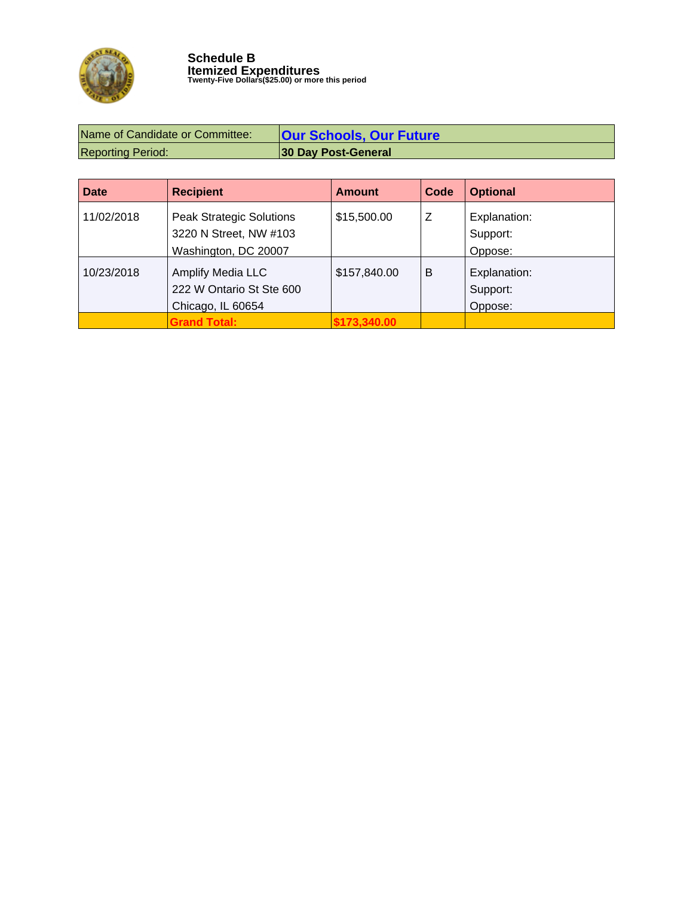# Schedule B

## Itemized Expenditures

**Twenty-Five Dollars($25.00) or more this period**

| | |
|---|---|
| Name of Candidate or Committee: | **Our Schools, Our Future** |
| Reporting Period: | **30 Day Post-General** |

| Date | Recipient | Amount | Code | Optional |
|---|---|---|---|---|
| 11/02/2018 | Peak Strategic Solutions<br>3220 N Street, NW #103<br>Washington, DC 20007 | $15,500.00 | Z | Explanation:<br>Support:<br>Oppose: |
| 10/23/2018 | Amplify Media LLC<br>222 W Ontario St Ste 600<br>Chicago, IL 60654 | $157,840.00 | B | Explanation:<br>Support:<br>Oppose: |
| | **Grand Total:** | **$173,340.00** | | |